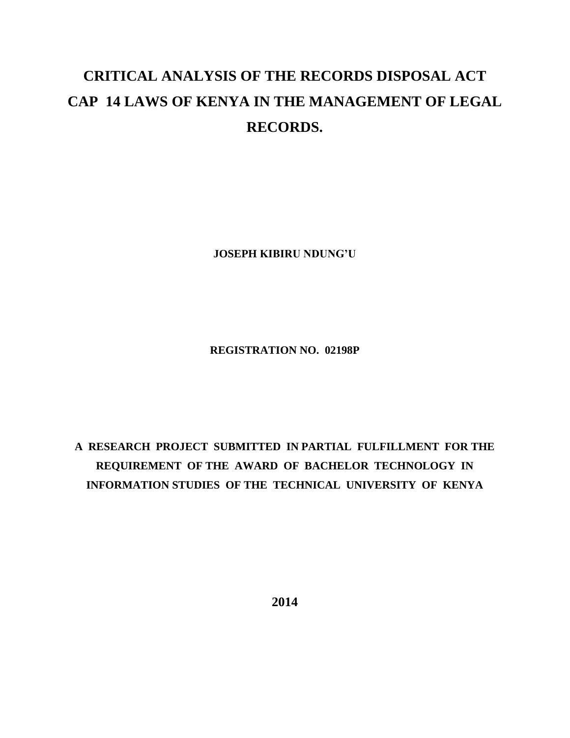# CRITICAL ANALYSIS OF THE RECORDS DISPOSAL ACT CAP 14 LAWS OF KENYA IN THE MANAGEMENT OF LEGAL RECORDS.

**JOSEPH KIBIRU NDUNG'U**

**REGISTRATION NO. 02198P**

**A RESEARCH PROJECT SUBMITTED IN PARTIAL FULFILLMENT FOR THE REQUIREMENT OF THE AWARD OF BACHELOR TECHNOLOGY IN INFORMATION STUDIES OF THE TECHNICAL UNIVERSITY OF KENYA**

**2014**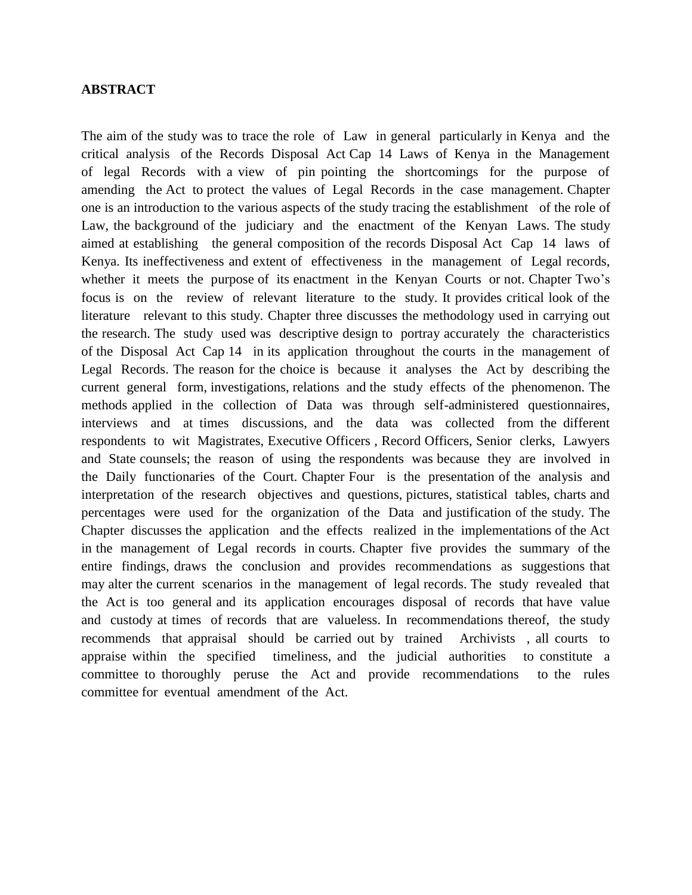## ABSTRACT

The aim of the study was to trace the role of Law in general particularly in Kenya and the critical analysis of the Records Disposal Act Cap 14 Laws of Kenya in the Management of legal Records with a view of pin pointing the shortcomings for the purpose of amending the Act to protect the values of Legal Records in the case management. Chapter one is an introduction to the various aspects of the study tracing the establishment of the role of Law, the background of the judiciary and the enactment of the Kenyan Laws. The study aimed at establishing the general composition of the records Disposal Act Cap 14 laws of Kenya. Its ineffectiveness and extent of effectiveness in the management of Legal records, whether it meets the purpose of its enactment in the Kenyan Courts or not. Chapter Two's focus is on the review of relevant literature to the study. It provides critical look of the literature relevant to this study. Chapter three discusses the methodology used in carrying out the research. The study used was descriptive design to portray accurately the characteristics of the Disposal Act Cap 14 in its application throughout the courts in the management of Legal Records. The reason for the choice is because it analyses the Act by describing the current general form, investigations, relations and the study effects of the phenomenon. The methods applied in the collection of Data was through self-administered questionnaires, interviews and at times discussions, and the data was collected from the different respondents to wit Magistrates, Executive Officers , Record Officers, Senior clerks, Lawyers and State counsels; the reason of using the respondents was because they are involved in the Daily functionaries of the Court. Chapter Four is the presentation of the analysis and interpretation of the research objectives and questions, pictures, statistical tables, charts and percentages were used for the organization of the Data and justification of the study. The Chapter discusses the application and the effects realized in the implementations of the Act in the management of Legal records in courts. Chapter five provides the summary of the entire findings, draws the conclusion and provides recommendations as suggestions that may alter the current scenarios in the management of legal records. The study revealed that the Act is too general and its application encourages disposal of records that have value and custody at times of records that are valueless. In recommendations thereof, the study recommends that appraisal should be carried out by trained Archivists , all courts to appraise within the specified timeliness, and the judicial authorities to constitute a committee to thoroughly peruse the Act and provide recommendations to the rules committee for eventual amendment of the Act.